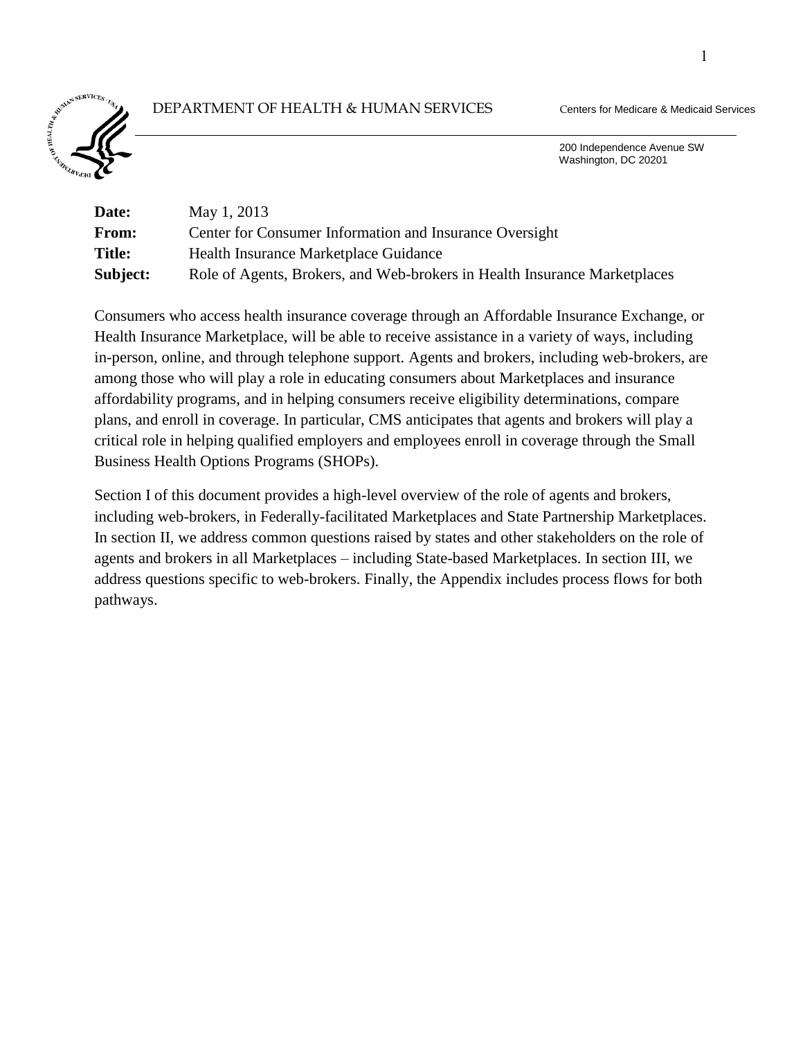DEPARTMENT OF HEALTH & HUMAN SERVICES — Centers for Medicare & Medicaid Services

200 Independence Avenue SW
Washington, DC 20201

**Date:** May 1, 2013
**From:** Center for Consumer Information and Insurance Oversight
**Title:** Health Insurance Marketplace Guidance
**Subject:** Role of Agents, Brokers, and Web-brokers in Health Insurance Marketplaces

Consumers who access health insurance coverage through an Affordable Insurance Exchange, or Health Insurance Marketplace, will be able to receive assistance in a variety of ways, including in-person, online, and through telephone support. Agents and brokers, including web-brokers, are among those who will play a role in educating consumers about Marketplaces and insurance affordability programs, and in helping consumers receive eligibility determinations, compare plans, and enroll in coverage. In particular, CMS anticipates that agents and brokers will play a critical role in helping qualified employers and employees enroll in coverage through the Small Business Health Options Programs (SHOPs).

Section I of this document provides a high-level overview of the role of agents and brokers, including web-brokers, in Federally-facilitated Marketplaces and State Partnership Marketplaces. In section II, we address common questions raised by states and other stakeholders on the role of agents and brokers in all Marketplaces – including State-based Marketplaces. In section III, we address questions specific to web-brokers. Finally, the Appendix includes process flows for both pathways.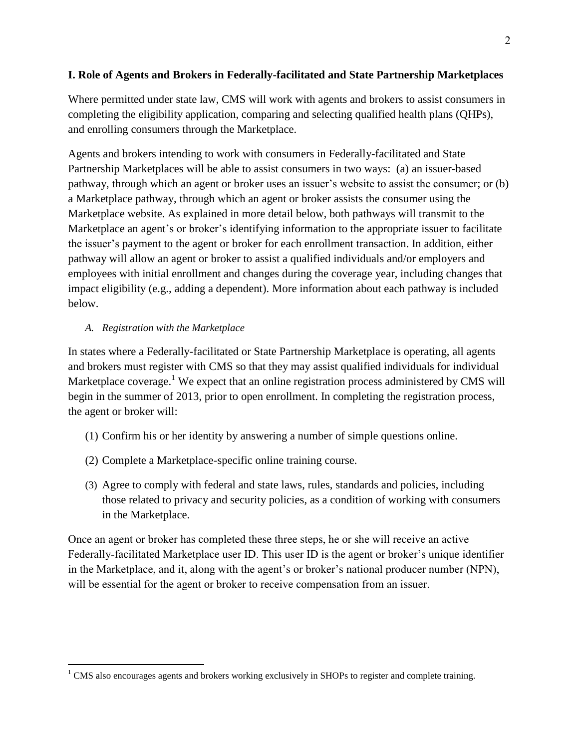## I. Role of Agents and Brokers in Federally-facilitated and State Partnership Marketplaces

Where permitted under state law, CMS will work with agents and brokers to assist consumers in completing the eligibility application, comparing and selecting qualified health plans (QHPs), and enrolling consumers through the Marketplace.

Agents and brokers intending to work with consumers in Federally-facilitated and State Partnership Marketplaces will be able to assist consumers in two ways: (a) an issuer-based pathway, through which an agent or broker uses an issuer's website to assist the consumer; or (b) a Marketplace pathway, through which an agent or broker assists the consumer using the Marketplace website. As explained in more detail below, both pathways will transmit to the Marketplace an agent's or broker's identifying information to the appropriate issuer to facilitate the issuer's payment to the agent or broker for each enrollment transaction. In addition, either pathway will allow an agent or broker to assist a qualified individuals and/or employers and employees with initial enrollment and changes during the coverage year, including changes that impact eligibility (e.g., adding a dependent). More information about each pathway is included below.

### *A. Registration with the Marketplace*

In states where a Federally-facilitated or State Partnership Marketplace is operating, all agents and brokers must register with CMS so that they may assist qualified individuals for individual Marketplace coverage.[1] We expect that an online registration process administered by CMS will begin in the summer of 2013, prior to open enrollment. In completing the registration process, the agent or broker will:

(1) Confirm his or her identity by answering a number of simple questions online.

(2) Complete a Marketplace-specific online training course.

(3) Agree to comply with federal and state laws, rules, standards and policies, including those related to privacy and security policies, as a condition of working with consumers in the Marketplace.

Once an agent or broker has completed these three steps, he or she will receive an active Federally-facilitated Marketplace user ID. This user ID is the agent or broker's unique identifier in the Marketplace, and it, along with the agent's or broker's national producer number (NPN), will be essential for the agent or broker to receive compensation from an issuer.

[1] CMS also encourages agents and brokers working exclusively in SHOPs to register and complete training.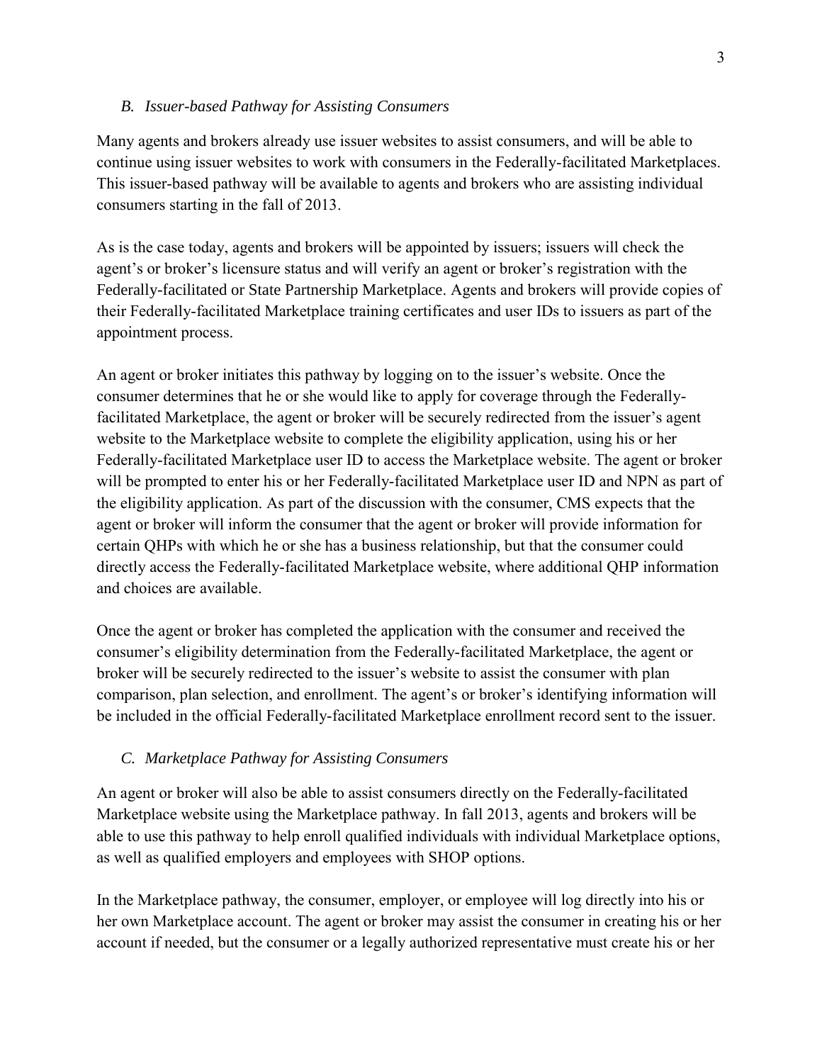### *B. Issuer-based Pathway for Assisting Consumers*

Many agents and brokers already use issuer websites to assist consumers, and will be able to continue using issuer websites to work with consumers in the Federally-facilitated Marketplaces. This issuer-based pathway will be available to agents and brokers who are assisting individual consumers starting in the fall of 2013.

As is the case today, agents and brokers will be appointed by issuers; issuers will check the agent's or broker's licensure status and will verify an agent or broker's registration with the Federally-facilitated or State Partnership Marketplace. Agents and brokers will provide copies of their Federally-facilitated Marketplace training certificates and user IDs to issuers as part of the appointment process.

An agent or broker initiates this pathway by logging on to the issuer's website. Once the consumer determines that he or she would like to apply for coverage through the Federally-facilitated Marketplace, the agent or broker will be securely redirected from the issuer's agent website to the Marketplace website to complete the eligibility application, using his or her Federally-facilitated Marketplace user ID to access the Marketplace website. The agent or broker will be prompted to enter his or her Federally-facilitated Marketplace user ID and NPN as part of the eligibility application. As part of the discussion with the consumer, CMS expects that the agent or broker will inform the consumer that the agent or broker will provide information for certain QHPs with which he or she has a business relationship, but that the consumer could directly access the Federally-facilitated Marketplace website, where additional QHP information and choices are available.

Once the agent or broker has completed the application with the consumer and received the consumer's eligibility determination from the Federally-facilitated Marketplace, the agent or broker will be securely redirected to the issuer's website to assist the consumer with plan comparison, plan selection, and enrollment. The agent's or broker's identifying information will be included in the official Federally-facilitated Marketplace enrollment record sent to the issuer.

### *C. Marketplace Pathway for Assisting Consumers*

An agent or broker will also be able to assist consumers directly on the Federally-facilitated Marketplace website using the Marketplace pathway. In fall 2013, agents and brokers will be able to use this pathway to help enroll qualified individuals with individual Marketplace options, as well as qualified employers and employees with SHOP options.

In the Marketplace pathway, the consumer, employer, or employee will log directly into his or her own Marketplace account. The agent or broker may assist the consumer in creating his or her account if needed, but the consumer or a legally authorized representative must create his or her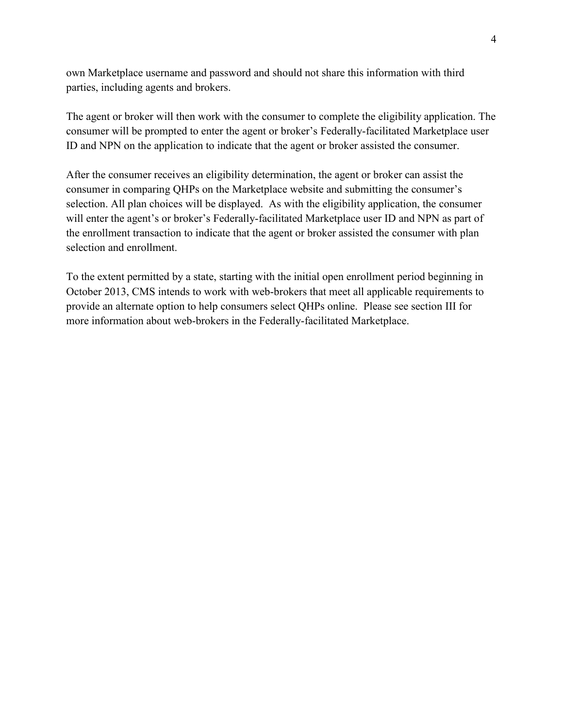own Marketplace username and password and should not share this information with third parties, including agents and brokers.

The agent or broker will then work with the consumer to complete the eligibility application. The consumer will be prompted to enter the agent or broker's Federally-facilitated Marketplace user ID and NPN on the application to indicate that the agent or broker assisted the consumer.

After the consumer receives an eligibility determination, the agent or broker can assist the consumer in comparing QHPs on the Marketplace website and submitting the consumer's selection. All plan choices will be displayed. As with the eligibility application, the consumer will enter the agent's or broker's Federally-facilitated Marketplace user ID and NPN as part of the enrollment transaction to indicate that the agent or broker assisted the consumer with plan selection and enrollment.

To the extent permitted by a state, starting with the initial open enrollment period beginning in October 2013, CMS intends to work with web-brokers that meet all applicable requirements to provide an alternate option to help consumers select QHPs online. Please see section III for more information about web-brokers in the Federally-facilitated Marketplace.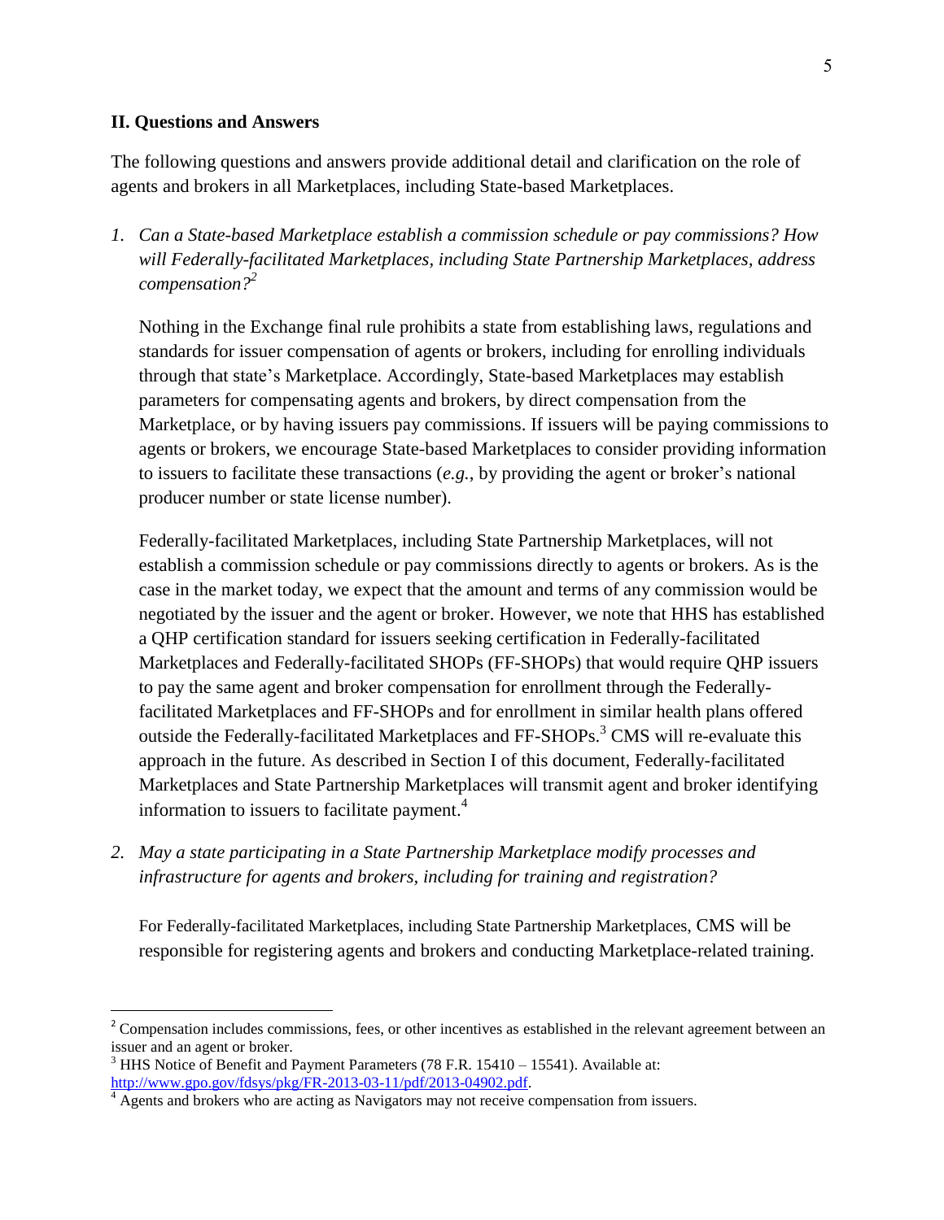## II. Questions and Answers

The following questions and answers provide additional detail and clarification on the role of agents and brokers in all Marketplaces, including State-based Marketplaces.

1. *Can a State-based Marketplace establish a commission schedule or pay commissions? How will Federally-facilitated Marketplaces, including State Partnership Marketplaces, address compensation?*[2]

   Nothing in the Exchange final rule prohibits a state from establishing laws, regulations and standards for issuer compensation of agents or brokers, including for enrolling individuals through that state's Marketplace. Accordingly, State-based Marketplaces may establish parameters for compensating agents and brokers, by direct compensation from the Marketplace, or by having issuers pay commissions. If issuers will be paying commissions to agents or brokers, we encourage State-based Marketplaces to consider providing information to issuers to facilitate these transactions (*e.g.*, by providing the agent or broker's national producer number or state license number).

   Federally-facilitated Marketplaces, including State Partnership Marketplaces, will not establish a commission schedule or pay commissions directly to agents or brokers. As is the case in the market today, we expect that the amount and terms of any commission would be negotiated by the issuer and the agent or broker. However, we note that HHS has established a QHP certification standard for issuers seeking certification in Federally-facilitated Marketplaces and Federally-facilitated SHOPs (FF-SHOPs) that would require QHP issuers to pay the same agent and broker compensation for enrollment through the Federally-facilitated Marketplaces and FF-SHOPs and for enrollment in similar health plans offered outside the Federally-facilitated Marketplaces and FF-SHOPs.[3] CMS will re-evaluate this approach in the future. As described in Section I of this document, Federally-facilitated Marketplaces and State Partnership Marketplaces will transmit agent and broker identifying information to issuers to facilitate payment.[4]

2. *May a state participating in a State Partnership Marketplace modify processes and infrastructure for agents and brokers, including for training and registration?*

   For Federally-facilitated Marketplaces, including State Partnership Marketplaces, CMS will be responsible for registering agents and brokers and conducting Marketplace-related training.

---

[2] Compensation includes commissions, fees, or other incentives as established in the relevant agreement between an issuer and an agent or broker.

[3] HHS Notice of Benefit and Payment Parameters (78 F.R. 15410 – 15541). Available at: http://www.gpo.gov/fdsys/pkg/FR-2013-03-11/pdf/2013-04902.pdf.

[4] Agents and brokers who are acting as Navigators may not receive compensation from issuers.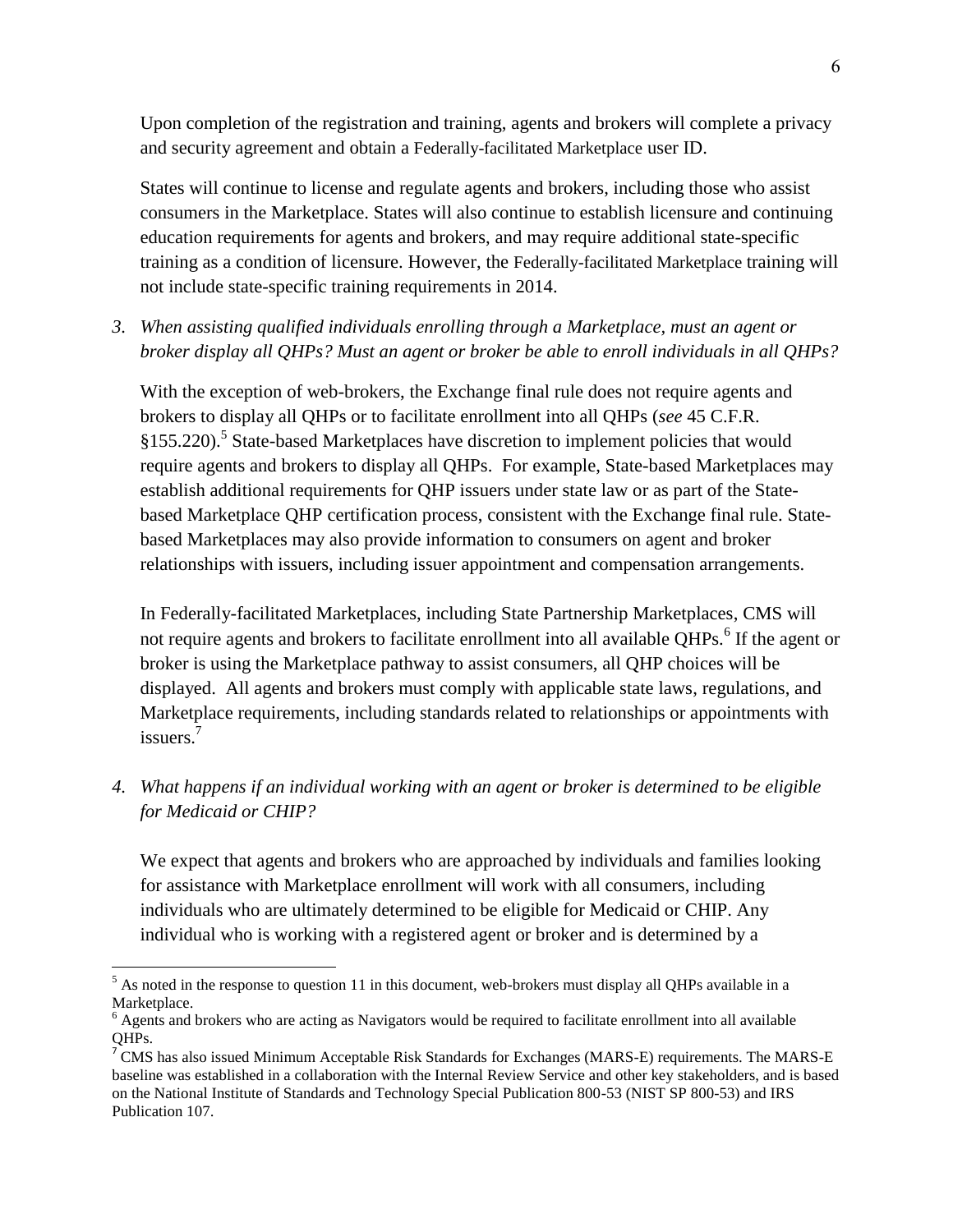Upon completion of the registration and training, agents and brokers will complete a privacy and security agreement and obtain a Federally-facilitated Marketplace user ID.

States will continue to license and regulate agents and brokers, including those who assist consumers in the Marketplace. States will also continue to establish licensure and continuing education requirements for agents and brokers, and may require additional state-specific training as a condition of licensure. However, the Federally-facilitated Marketplace training will not include state-specific training requirements in 2014.

3. *When assisting qualified individuals enrolling through a Marketplace, must an agent or broker display all QHPs? Must an agent or broker be able to enroll individuals in all QHPs?*

With the exception of web-brokers, the Exchange final rule does not require agents and brokers to display all QHPs or to facilitate enrollment into all QHPs (*see* 45 C.F.R. §155.220).[5] State-based Marketplaces have discretion to implement policies that would require agents and brokers to display all QHPs. For example, State-based Marketplaces may establish additional requirements for QHP issuers under state law or as part of the State-based Marketplace QHP certification process, consistent with the Exchange final rule. State-based Marketplaces may also provide information to consumers on agent and broker relationships with issuers, including issuer appointment and compensation arrangements.

In Federally-facilitated Marketplaces, including State Partnership Marketplaces, CMS will not require agents and brokers to facilitate enrollment into all available QHPs.[6] If the agent or broker is using the Marketplace pathway to assist consumers, all QHP choices will be displayed. All agents and brokers must comply with applicable state laws, regulations, and Marketplace requirements, including standards related to relationships or appointments with issuers.[7]

4. *What happens if an individual working with an agent or broker is determined to be eligible for Medicaid or CHIP?*

We expect that agents and brokers who are approached by individuals and families looking for assistance with Marketplace enrollment will work with all consumers, including individuals who are ultimately determined to be eligible for Medicaid or CHIP. Any individual who is working with a registered agent or broker and is determined by a

---

[5] As noted in the response to question 11 in this document, web-brokers must display all QHPs available in a Marketplace.

[6] Agents and brokers who are acting as Navigators would be required to facilitate enrollment into all available QHPs.

[7] CMS has also issued Minimum Acceptable Risk Standards for Exchanges (MARS-E) requirements. The MARS-E baseline was established in a collaboration with the Internal Review Service and other key stakeholders, and is based on the National Institute of Standards and Technology Special Publication 800-53 (NIST SP 800-53) and IRS Publication 107.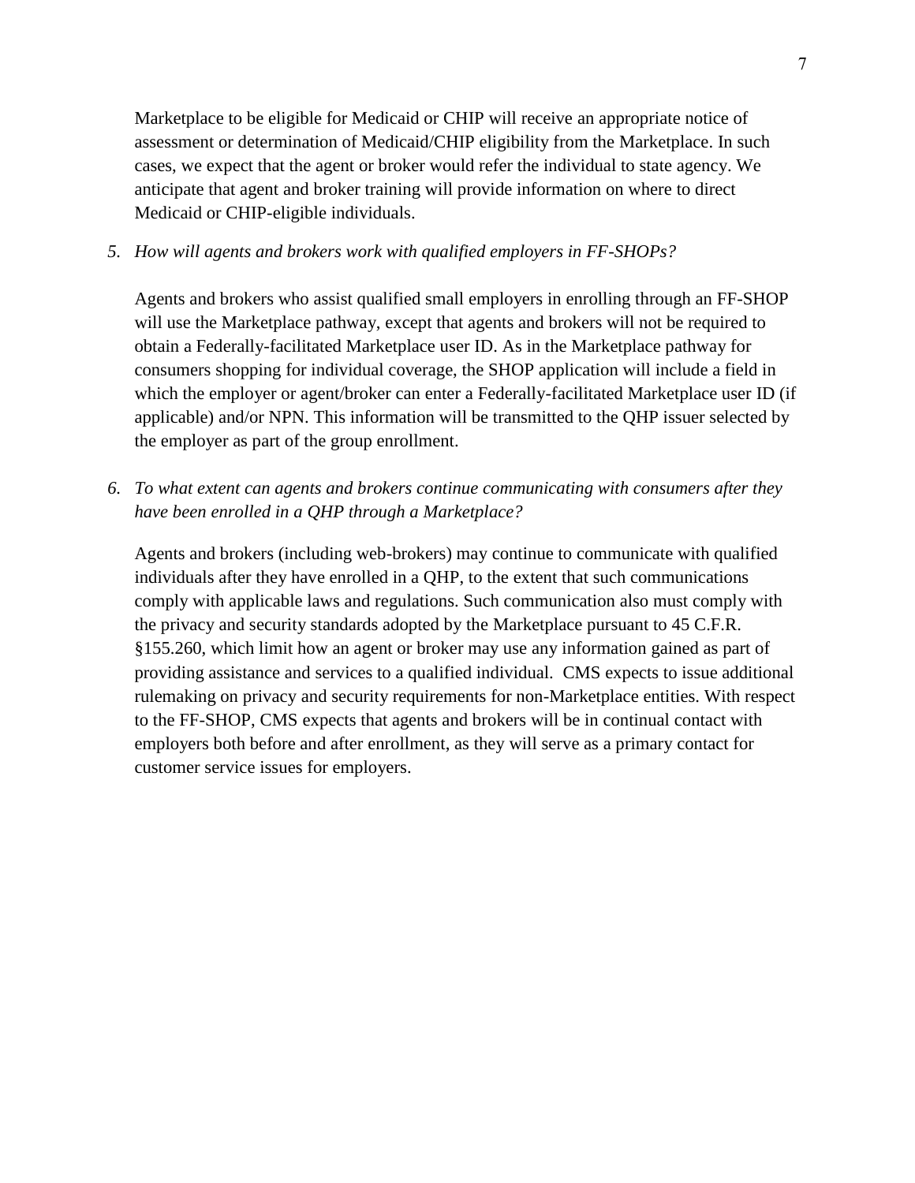Marketplace to be eligible for Medicaid or CHIP will receive an appropriate notice of assessment or determination of Medicaid/CHIP eligibility from the Marketplace. In such cases, we expect that the agent or broker would refer the individual to state agency. We anticipate that agent and broker training will provide information on where to direct Medicaid or CHIP-eligible individuals.

5. *How will agents and brokers work with qualified employers in FF-SHOPs?*

   Agents and brokers who assist qualified small employers in enrolling through an FF-SHOP will use the Marketplace pathway, except that agents and brokers will not be required to obtain a Federally-facilitated Marketplace user ID. As in the Marketplace pathway for consumers shopping for individual coverage, the SHOP application will include a field in which the employer or agent/broker can enter a Federally-facilitated Marketplace user ID (if applicable) and/or NPN. This information will be transmitted to the QHP issuer selected by the employer as part of the group enrollment.

6. *To what extent can agents and brokers continue communicating with consumers after they have been enrolled in a QHP through a Marketplace?*

   Agents and brokers (including web-brokers) may continue to communicate with qualified individuals after they have enrolled in a QHP, to the extent that such communications comply with applicable laws and regulations. Such communication also must comply with the privacy and security standards adopted by the Marketplace pursuant to 45 C.F.R. §155.260, which limit how an agent or broker may use any information gained as part of providing assistance and services to a qualified individual. CMS expects to issue additional rulemaking on privacy and security requirements for non-Marketplace entities. With respect to the FF-SHOP, CMS expects that agents and brokers will be in continual contact with employers both before and after enrollment, as they will serve as a primary contact for customer service issues for employers.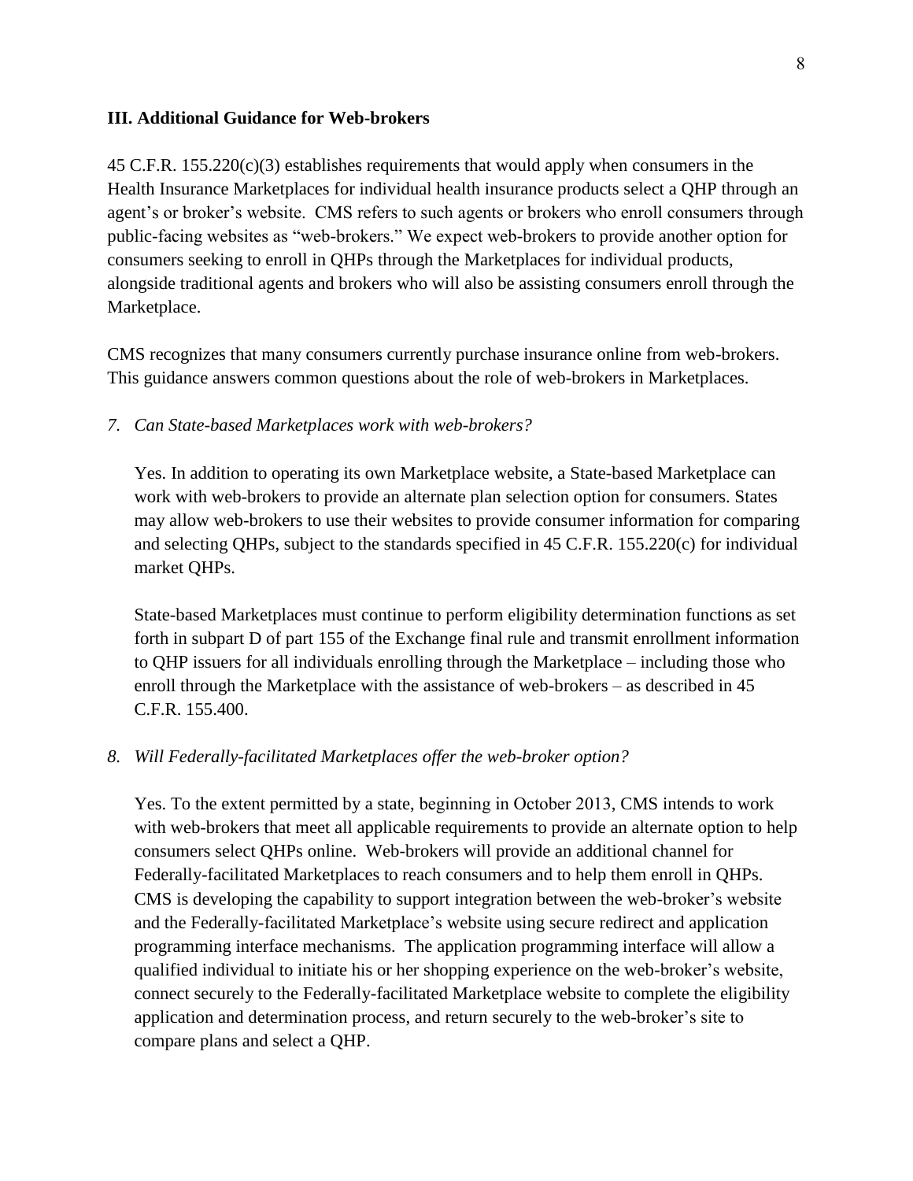### III. Additional Guidance for Web-brokers

45 C.F.R. 155.220(c)(3) establishes requirements that would apply when consumers in the Health Insurance Marketplaces for individual health insurance products select a QHP through an agent's or broker's website. CMS refers to such agents or brokers who enroll consumers through public-facing websites as "web-brokers." We expect web-brokers to provide another option for consumers seeking to enroll in QHPs through the Marketplaces for individual products, alongside traditional agents and brokers who will also be assisting consumers enroll through the Marketplace.

CMS recognizes that many consumers currently purchase insurance online from web-brokers. This guidance answers common questions about the role of web-brokers in Marketplaces.

*7. Can State-based Marketplaces work with web-brokers?*

Yes. In addition to operating its own Marketplace website, a State-based Marketplace can work with web-brokers to provide an alternate plan selection option for consumers. States may allow web-brokers to use their websites to provide consumer information for comparing and selecting QHPs, subject to the standards specified in 45 C.F.R. 155.220(c) for individual market QHPs.

State-based Marketplaces must continue to perform eligibility determination functions as set forth in subpart D of part 155 of the Exchange final rule and transmit enrollment information to QHP issuers for all individuals enrolling through the Marketplace – including those who enroll through the Marketplace with the assistance of web-brokers – as described in 45 C.F.R. 155.400.

*8. Will Federally-facilitated Marketplaces offer the web-broker option?*

Yes. To the extent permitted by a state, beginning in October 2013, CMS intends to work with web-brokers that meet all applicable requirements to provide an alternate option to help consumers select QHPs online. Web-brokers will provide an additional channel for Federally-facilitated Marketplaces to reach consumers and to help them enroll in QHPs. CMS is developing the capability to support integration between the web-broker's website and the Federally-facilitated Marketplace's website using secure redirect and application programming interface mechanisms. The application programming interface will allow a qualified individual to initiate his or her shopping experience on the web-broker's website, connect securely to the Federally-facilitated Marketplace website to complete the eligibility application and determination process, and return securely to the web-broker's site to compare plans and select a QHP.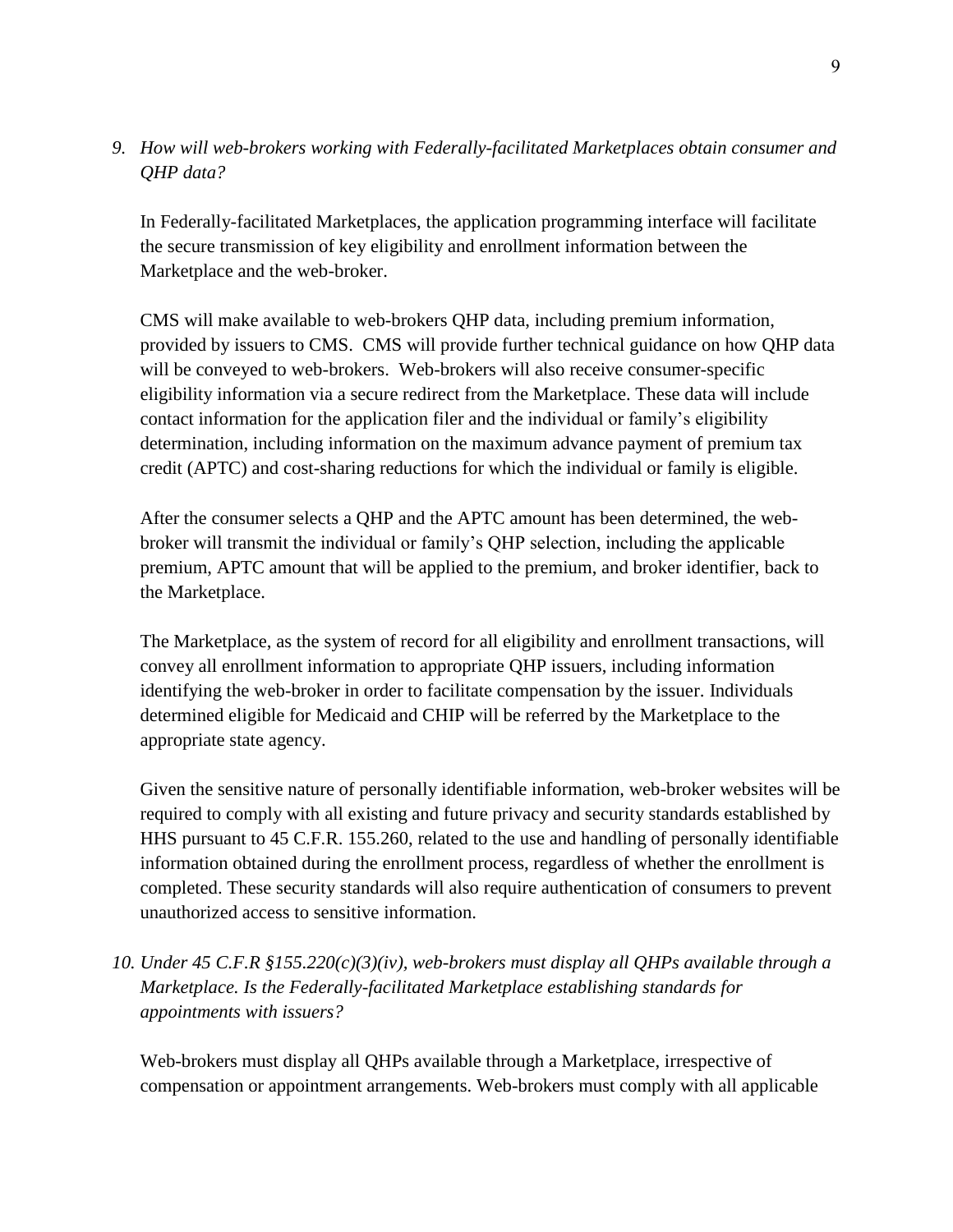*9. How will web-brokers working with Federally-facilitated Marketplaces obtain consumer and QHP data?*

In Federally-facilitated Marketplaces, the application programming interface will facilitate the secure transmission of key eligibility and enrollment information between the Marketplace and the web-broker.

CMS will make available to web-brokers QHP data, including premium information, provided by issuers to CMS. CMS will provide further technical guidance on how QHP data will be conveyed to web-brokers. Web-brokers will also receive consumer-specific eligibility information via a secure redirect from the Marketplace. These data will include contact information for the application filer and the individual or family's eligibility determination, including information on the maximum advance payment of premium tax credit (APTC) and cost-sharing reductions for which the individual or family is eligible.

After the consumer selects a QHP and the APTC amount has been determined, the web-broker will transmit the individual or family's QHP selection, including the applicable premium, APTC amount that will be applied to the premium, and broker identifier, back to the Marketplace.

The Marketplace, as the system of record for all eligibility and enrollment transactions, will convey all enrollment information to appropriate QHP issuers, including information identifying the web-broker in order to facilitate compensation by the issuer. Individuals determined eligible for Medicaid and CHIP will be referred by the Marketplace to the appropriate state agency.

Given the sensitive nature of personally identifiable information, web-broker websites will be required to comply with all existing and future privacy and security standards established by HHS pursuant to 45 C.F.R. 155.260, related to the use and handling of personally identifiable information obtained during the enrollment process, regardless of whether the enrollment is completed. These security standards will also require authentication of consumers to prevent unauthorized access to sensitive information.

*10. Under 45 C.F.R §155.220(c)(3)(iv), web-brokers must display all QHPs available through a Marketplace. Is the Federally-facilitated Marketplace establishing standards for appointments with issuers?*

Web-brokers must display all QHPs available through a Marketplace, irrespective of compensation or appointment arrangements. Web-brokers must comply with all applicable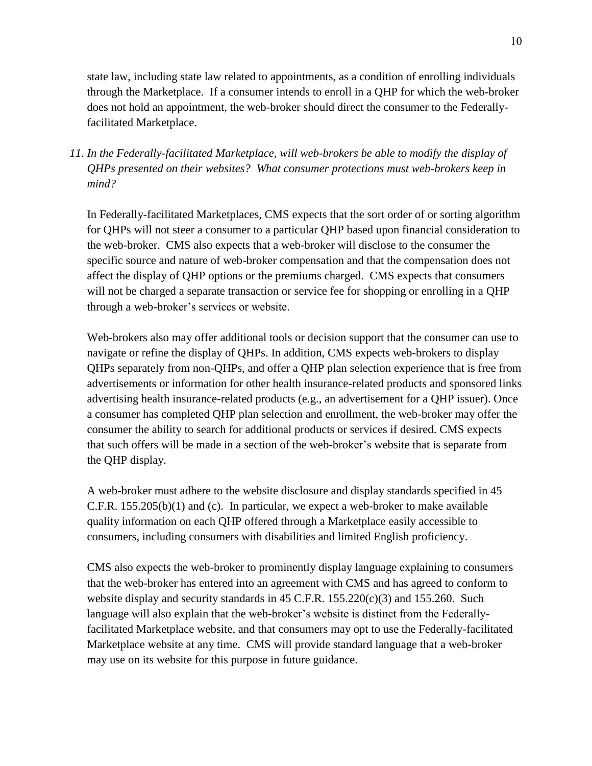state law, including state law related to appointments, as a condition of enrolling individuals through the Marketplace. If a consumer intends to enroll in a QHP for which the web-broker does not hold an appointment, the web-broker should direct the consumer to the Federally-facilitated Marketplace.

*11. In the Federally-facilitated Marketplace, will web-brokers be able to modify the display of QHPs presented on their websites? What consumer protections must web-brokers keep in mind?*

In Federally-facilitated Marketplaces, CMS expects that the sort order of or sorting algorithm for QHPs will not steer a consumer to a particular QHP based upon financial consideration to the web-broker. CMS also expects that a web-broker will disclose to the consumer the specific source and nature of web-broker compensation and that the compensation does not affect the display of QHP options or the premiums charged. CMS expects that consumers will not be charged a separate transaction or service fee for shopping or enrolling in a QHP through a web-broker's services or website.

Web-brokers also may offer additional tools or decision support that the consumer can use to navigate or refine the display of QHPs. In addition, CMS expects web-brokers to display QHPs separately from non-QHPs, and offer a QHP plan selection experience that is free from advertisements or information for other health insurance-related products and sponsored links advertising health insurance-related products (e.g., an advertisement for a QHP issuer). Once a consumer has completed QHP plan selection and enrollment, the web-broker may offer the consumer the ability to search for additional products or services if desired. CMS expects that such offers will be made in a section of the web-broker's website that is separate from the QHP display.

A web-broker must adhere to the website disclosure and display standards specified in 45 C.F.R. 155.205(b)(1) and (c). In particular, we expect a web-broker to make available quality information on each QHP offered through a Marketplace easily accessible to consumers, including consumers with disabilities and limited English proficiency.

CMS also expects the web-broker to prominently display language explaining to consumers that the web-broker has entered into an agreement with CMS and has agreed to conform to website display and security standards in 45 C.F.R. 155.220(c)(3) and 155.260. Such language will also explain that the web-broker's website is distinct from the Federally-facilitated Marketplace website, and that consumers may opt to use the Federally-facilitated Marketplace website at any time. CMS will provide standard language that a web-broker may use on its website for this purpose in future guidance.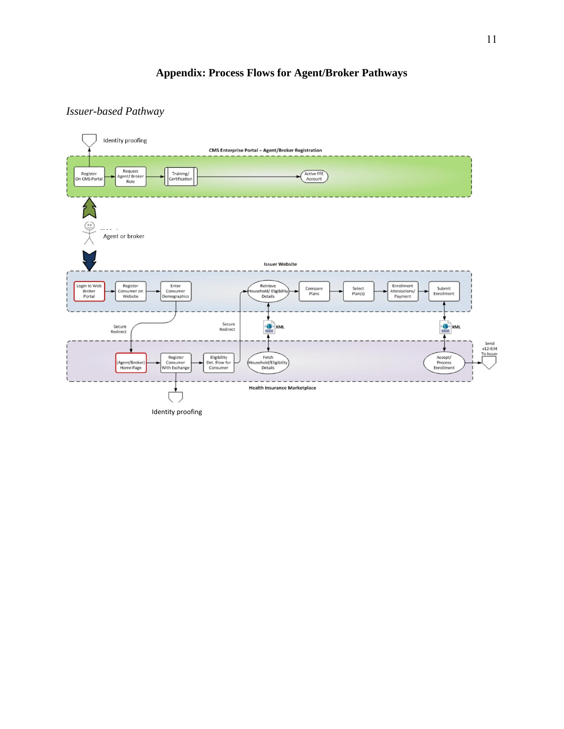# Appendix: Process Flows for Agent/Broker Pathways

*Issuer-based Pathway*

Identity proofing

CMS Enterprise Portal – Agent/Broker Registration

Register On CMS Portal → Request Agent/ Broker Role → Training/ Certification → Active FFE Account

Agent or broker

Issuer Website

Login to Web Broker Portal → Register Consumer on Website → Enter Consumer Demographics → Retrieve Household/ Eligibility Details → Compare Plans → Select Plan(s) → Enrollment Attestations/ Payment → Submit Enrollment

Secure Redirect

Secure Redirect

XML

XML

Send x12-834 To Issuer

(Agent/Broker) Home Page → Register Consumer With Exchange → Eligibility Det. Flow for Consumer → Fetch Household/Eligibility Details → Accept/ Process Enrollment

Health Insurance Marketplace

Identity proofing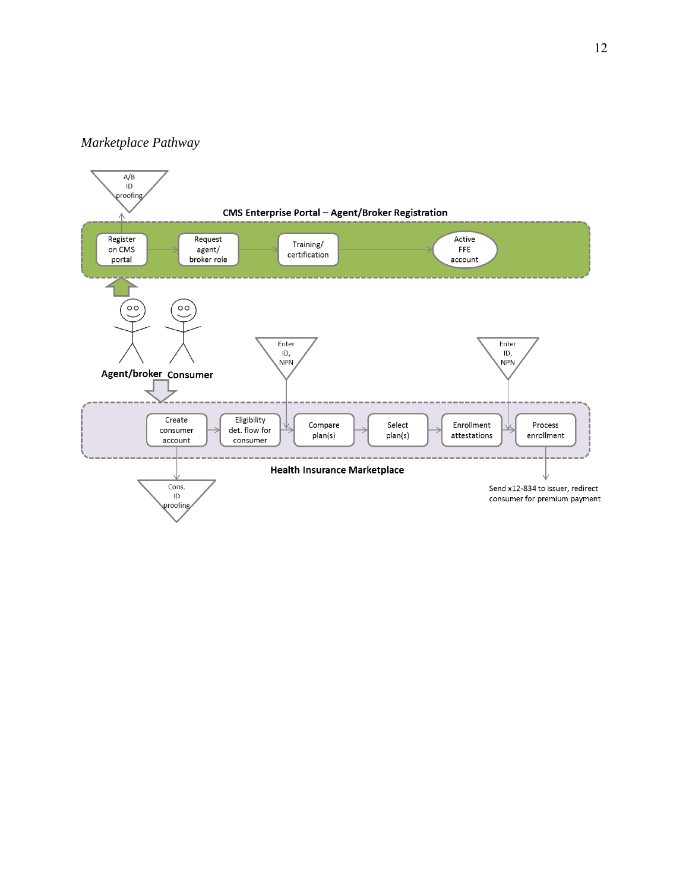*Marketplace Pathway*

A/B
ID
proofing

CMS Enterprise Portal – Agent/Broker Registration

Register on CMS portal

Request agent/ broker role

Training/ certification

Active FFE account

Agent/broker

Consumer

Enter ID, NPN

Enter ID, NPN

Create consumer account

Eligibility det. flow for consumer

Compare plan(s)

Select plan(s)

Enrollment attestations

Process enrollment

Health Insurance Marketplace

Cons. ID proofing

Send x12-834 to issuer, redirect consumer for premium payment